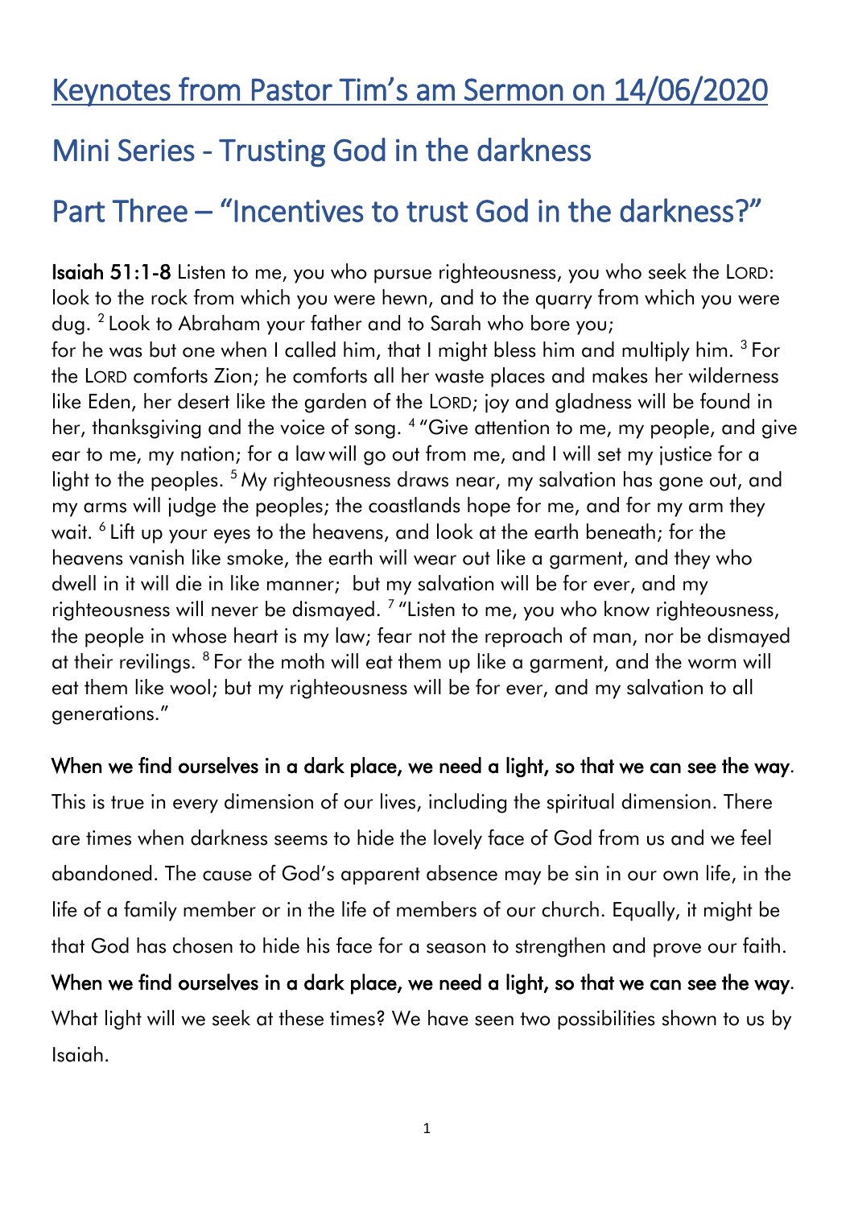# Keynotes from Pastor Tim's am Sermon on 14/06/2020

## Mini Series - Trusting God in the darkness

## Part Three – "Incentives to trust God in the darkness?"

**Isaiah 51:1-8** Listen to me, you who pursue righteousness, you who seek the LORD: look to the rock from which you were hewn, and to the quarry from which you were dug. [2] Look to Abraham your father and to Sarah who bore you; for he was but one when I called him, that I might bless him and multiply him. [3] For the LORD comforts Zion; he comforts all her waste places and makes her wilderness like Eden, her desert like the garden of the LORD; joy and gladness will be found in her, thanksgiving and the voice of song. [4] "Give attention to me, my people, and give ear to me, my nation; for a law will go out from me, and I will set my justice for a light to the peoples. [5] My righteousness draws near, my salvation has gone out, and my arms will judge the peoples; the coastlands hope for me, and for my arm they wait. [6] Lift up your eyes to the heavens, and look at the earth beneath; for the heavens vanish like smoke, the earth will wear out like a garment, and they who dwell in it will die in like manner; but my salvation will be for ever, and my righteousness will never be dismayed. [7] "Listen to me, you who know righteousness, the people in whose heart is my law; fear not the reproach of man, nor be dismayed at their revilings. [8] For the moth will eat them up like a garment, and the worm will eat them like wool; but my righteousness will be for ever, and my salvation to all generations."

**When we find ourselves in a dark place, we need a light, so that we can see the way**. This is true in every dimension of our lives, including the spiritual dimension. There are times when darkness seems to hide the lovely face of God from us and we feel abandoned. The cause of God's apparent absence may be sin in our own life, in the life of a family member or in the life of members of our church. Equally, it might be that God has chosen to hide his face for a season to strengthen and prove our faith.

**When we find ourselves in a dark place, we need a light, so that we can see the way**. What light will we seek at these times? We have seen two possibilities shown to us by Isaiah.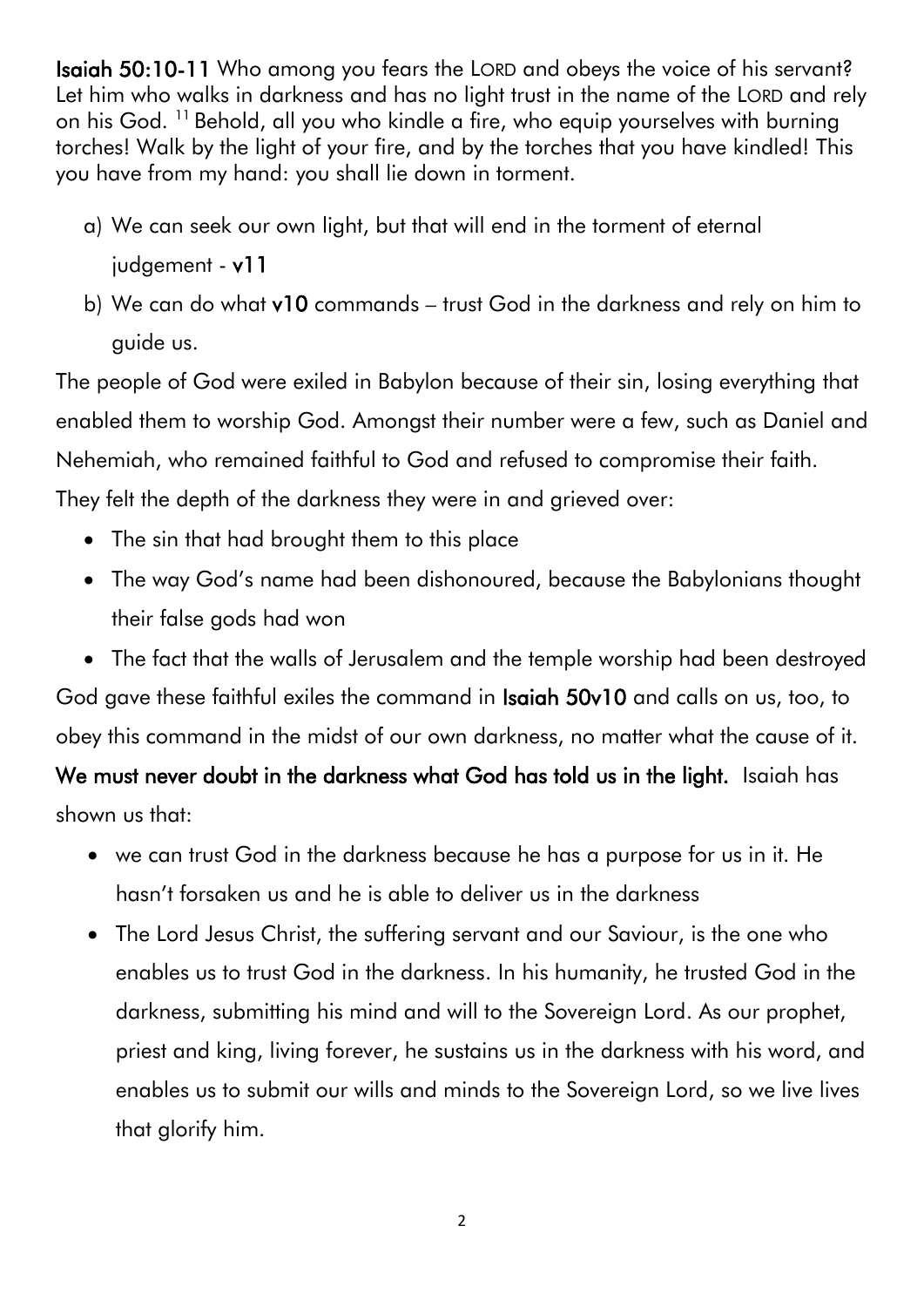**Isaiah 50:10-11** Who among you fears the LORD and obeys the voice of his servant? Let him who walks in darkness and has no light trust in the name of the LORD and rely on his God. [11] Behold, all you who kindle a fire, who equip yourselves with burning torches! Walk by the light of your fire, and by the torches that you have kindled! This you have from my hand: you shall lie down in torment.

a) We can seek our own light, but that will end in the torment of eternal judgement - **v11**
b) We can do what **v10** commands – trust God in the darkness and rely on him to guide us.

The people of God were exiled in Babylon because of their sin, losing everything that enabled them to worship God. Amongst their number were a few, such as Daniel and Nehemiah, who remained faithful to God and refused to compromise their faith. They felt the depth of the darkness they were in and grieved over:

- The sin that had brought them to this place
- The way God's name had been dishonoured, because the Babylonians thought their false gods had won
- The fact that the walls of Jerusalem and the temple worship had been destroyed

God gave these faithful exiles the command in **Isaiah 50v10** and calls on us, too, to obey this command in the midst of our own darkness, no matter what the cause of it.

**We must never doubt in the darkness what God has told us in the light.** Isaiah has shown us that:

- we can trust God in the darkness because he has a purpose for us in it. He hasn't forsaken us and he is able to deliver us in the darkness
- The Lord Jesus Christ, the suffering servant and our Saviour, is the one who enables us to trust God in the darkness. In his humanity, he trusted God in the darkness, submitting his mind and will to the Sovereign Lord. As our prophet, priest and king, living forever, he sustains us in the darkness with his word, and enables us to submit our wills and minds to the Sovereign Lord, so we live lives that glorify him.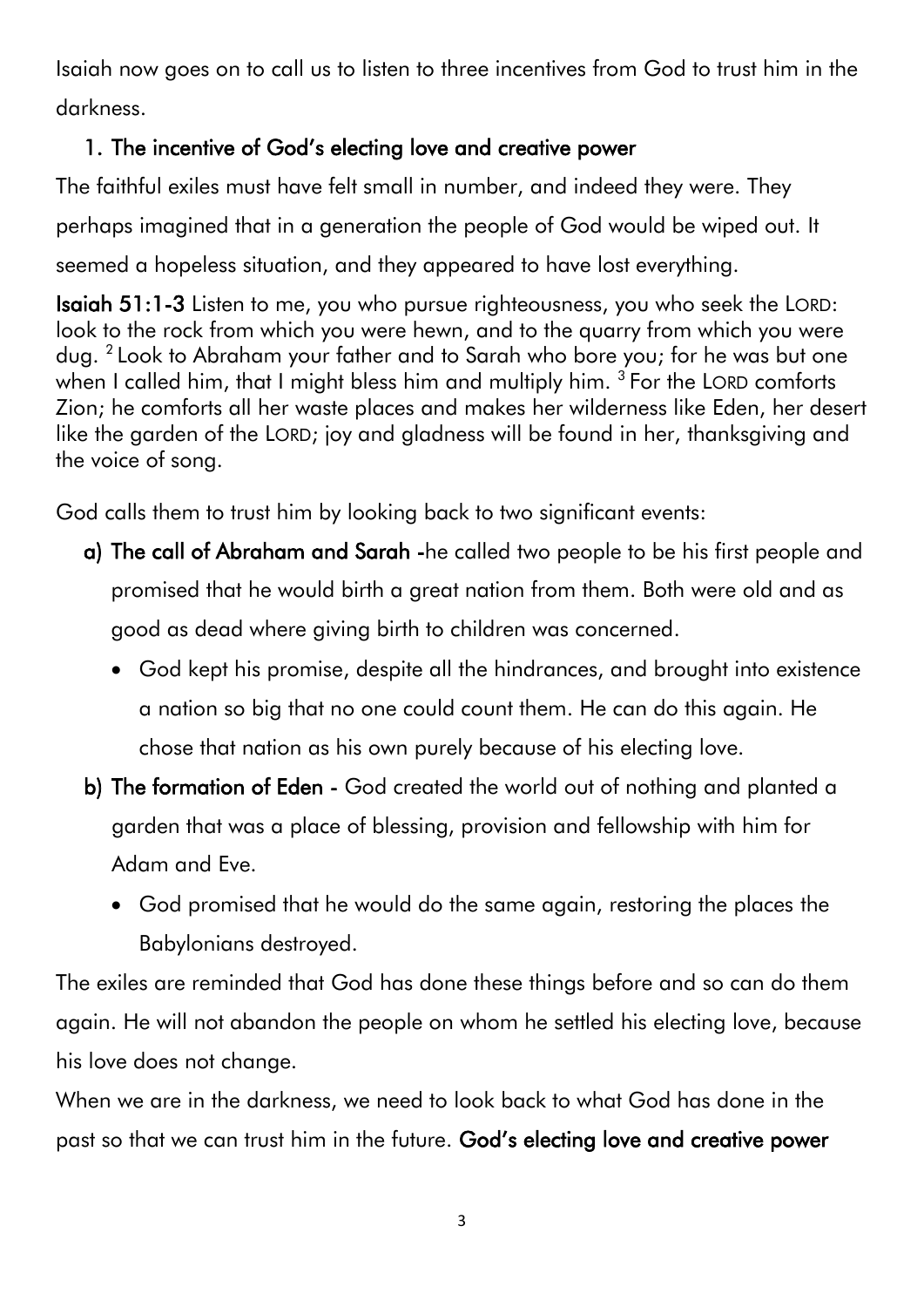Isaiah now goes on to call us to listen to three incentives from God to trust him in the darkness.

1. **The incentive of God's electing love and creative power**

The faithful exiles must have felt small in number, and indeed they were. They perhaps imagined that in a generation the people of God would be wiped out. It seemed a hopeless situation, and they appeared to have lost everything.

**Isaiah 51:1-3** Listen to me, you who pursue righteousness, you who seek the LORD: look to the rock from which you were hewn, and to the quarry from which you were dug. [2] Look to Abraham your father and to Sarah who bore you; for he was but one when I called him, that I might bless him and multiply him. [3] For the LORD comforts Zion; he comforts all her waste places and makes her wilderness like Eden, her desert like the garden of the LORD; joy and gladness will be found in her, thanksgiving and the voice of song.

God calls them to trust him by looking back to two significant events:

a) **The call of Abraham and Sarah** -he called two people to be his first people and promised that he would birth a great nation from them. Both were old and as good as dead where giving birth to children was concerned.
   - God kept his promise, despite all the hindrances, and brought into existence a nation so big that no one could count them. He can do this again. He chose that nation as his own purely because of his electing love.

b) **The formation of Eden** - God created the world out of nothing and planted a garden that was a place of blessing, provision and fellowship with him for Adam and Eve.
   - God promised that he would do the same again, restoring the places the Babylonians destroyed.

The exiles are reminded that God has done these things before and so can do them again. He will not abandon the people on whom he settled his electing love, because his love does not change.

When we are in the darkness, we need to look back to what God has done in the past so that we can trust him in the future. **God's electing love and creative power**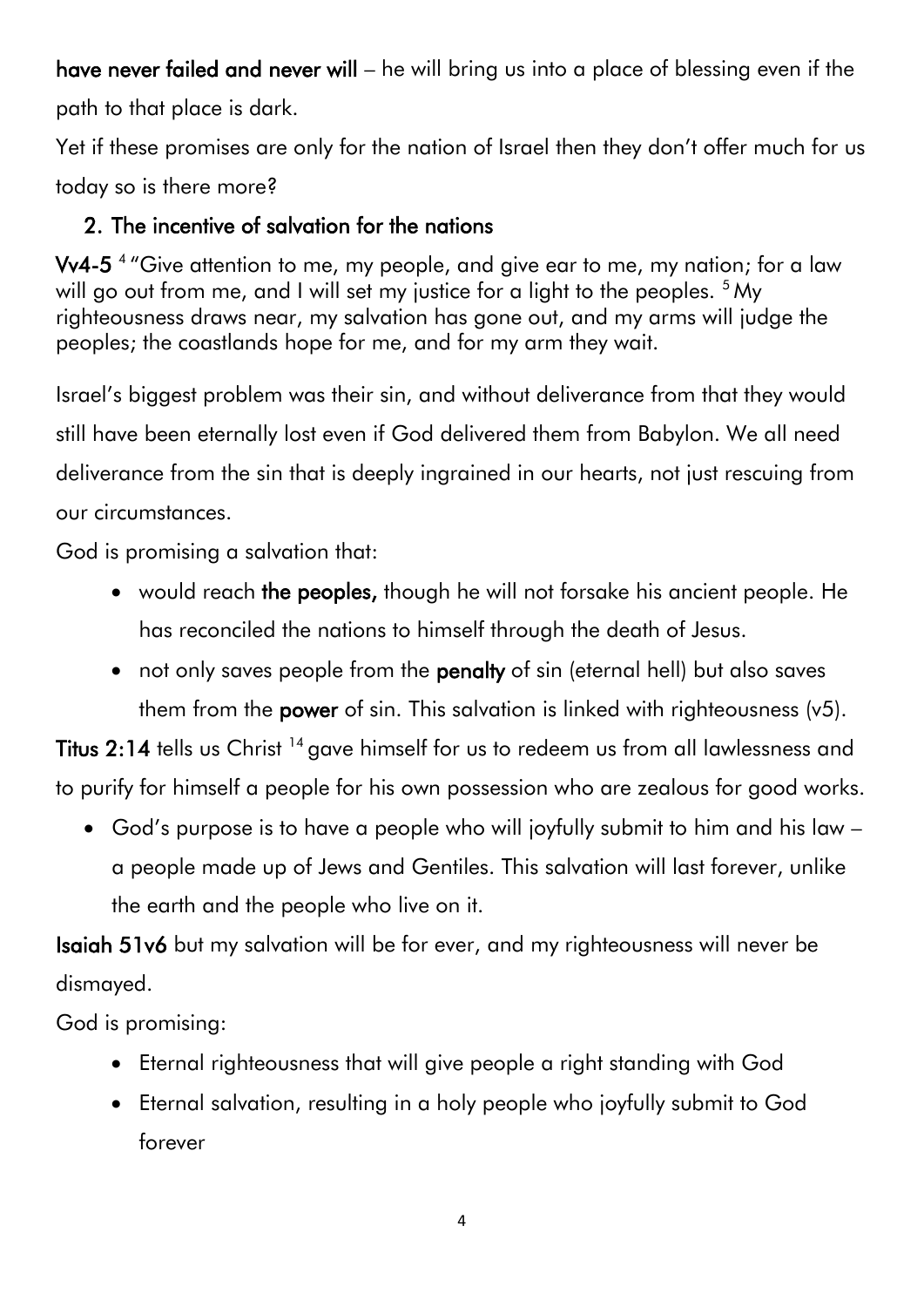**have never failed and never will** – he will bring us into a place of blessing even if the path to that place is dark.

Yet if these promises are only for the nation of Israel then they don't offer much for us today so is there more?

## 2. The incentive of salvation for the nations

**Vv4-5** [4] "Give attention to me, my people, and give ear to me, my nation; for a law will go out from me, and I will set my justice for a light to the peoples. [5] My righteousness draws near, my salvation has gone out, and my arms will judge the peoples; the coastlands hope for me, and for my arm they wait.

Israel's biggest problem was their sin, and without deliverance from that they would still have been eternally lost even if God delivered them from Babylon. We all need deliverance from the sin that is deeply ingrained in our hearts, not just rescuing from our circumstances.

God is promising a salvation that:

- would reach **the peoples,** though he will not forsake his ancient people. He has reconciled the nations to himself through the death of Jesus.
- not only saves people from the **penalty** of sin (eternal hell) but also saves them from the **power** of sin. This salvation is linked with righteousness (v5).

**Titus 2:14** tells us Christ [14] gave himself for us to redeem us from all lawlessness and to purify for himself a people for his own possession who are zealous for good works.

- God's purpose is to have a people who will joyfully submit to him and his law – a people made up of Jews and Gentiles. This salvation will last forever, unlike the earth and the people who live on it.

**Isaiah 51v6** but my salvation will be for ever, and my righteousness will never be dismayed.

God is promising:

- Eternal righteousness that will give people a right standing with God
- Eternal salvation, resulting in a holy people who joyfully submit to God forever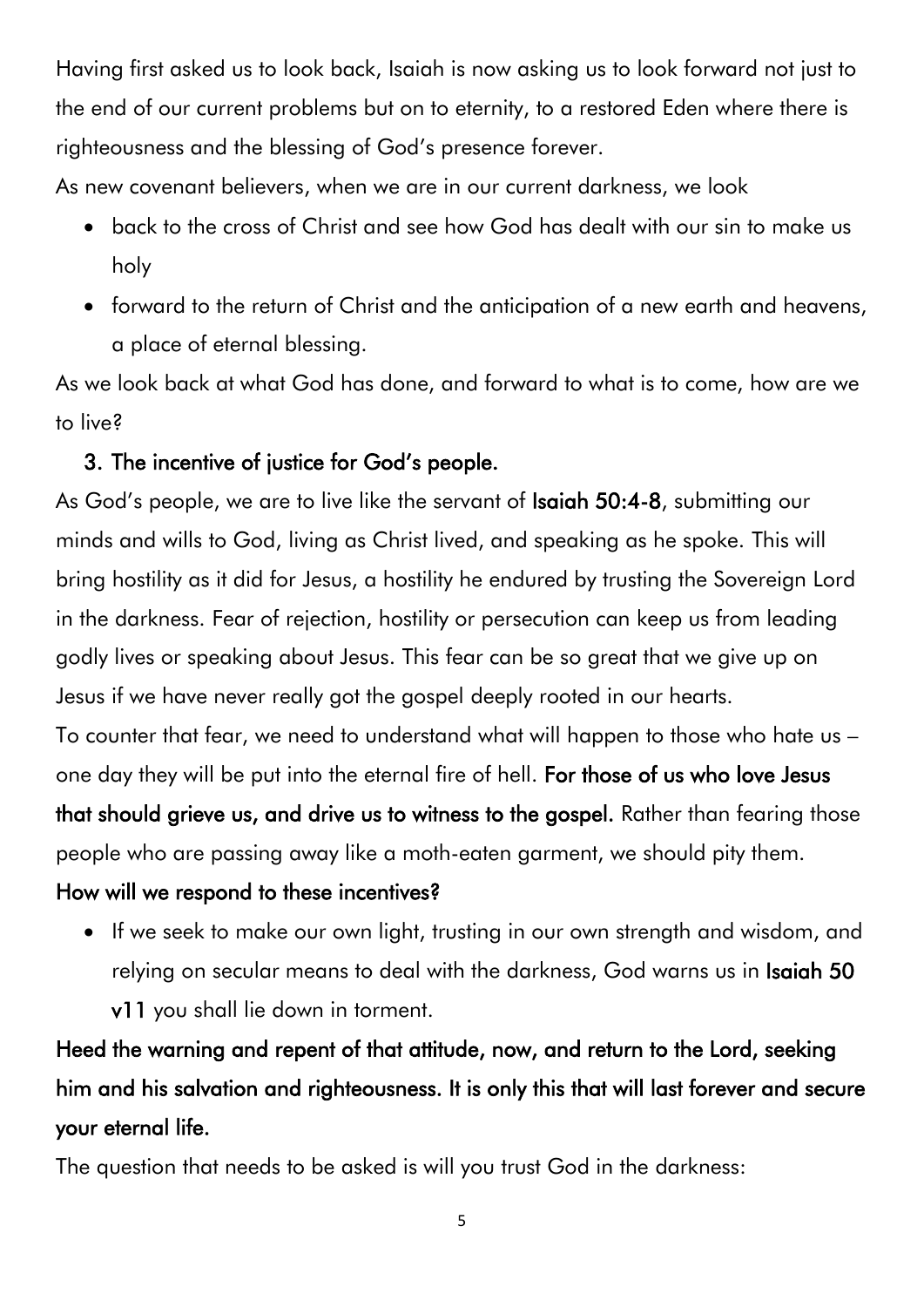Having first asked us to look back, Isaiah is now asking us to look forward not just to the end of our current problems but on to eternity, to a restored Eden where there is righteousness and the blessing of God's presence forever.

As new covenant believers, when we are in our current darkness, we look

- back to the cross of Christ and see how God has dealt with our sin to make us holy
- forward to the return of Christ and the anticipation of a new earth and heavens, a place of eternal blessing.

As we look back at what God has done, and forward to what is to come, how are we to live?

### 3. The incentive of justice for God's people.

As God's people, we are to live like the servant of **Isaiah 50:4-8**, submitting our minds and wills to God, living as Christ lived, and speaking as he spoke. This will bring hostility as it did for Jesus, a hostility he endured by trusting the Sovereign Lord in the darkness. Fear of rejection, hostility or persecution can keep us from leading godly lives or speaking about Jesus. This fear can be so great that we give up on Jesus if we have never really got the gospel deeply rooted in our hearts.

To counter that fear, we need to understand what will happen to those who hate us – one day they will be put into the eternal fire of hell. **For those of us who love Jesus that should grieve us, and drive us to witness to the gospel.** Rather than fearing those people who are passing away like a moth-eaten garment, we should pity them.

**How will we respond to these incentives?**

- If we seek to make our own light, trusting in our own strength and wisdom, and relying on secular means to deal with the darkness, God warns us in **Isaiah 50 v11** you shall lie down in torment.

**Heed the warning and repent of that attitude, now, and return to the Lord, seeking him and his salvation and righteousness. It is only this that will last forever and secure your eternal life.**

The question that needs to be asked is will you trust God in the darkness: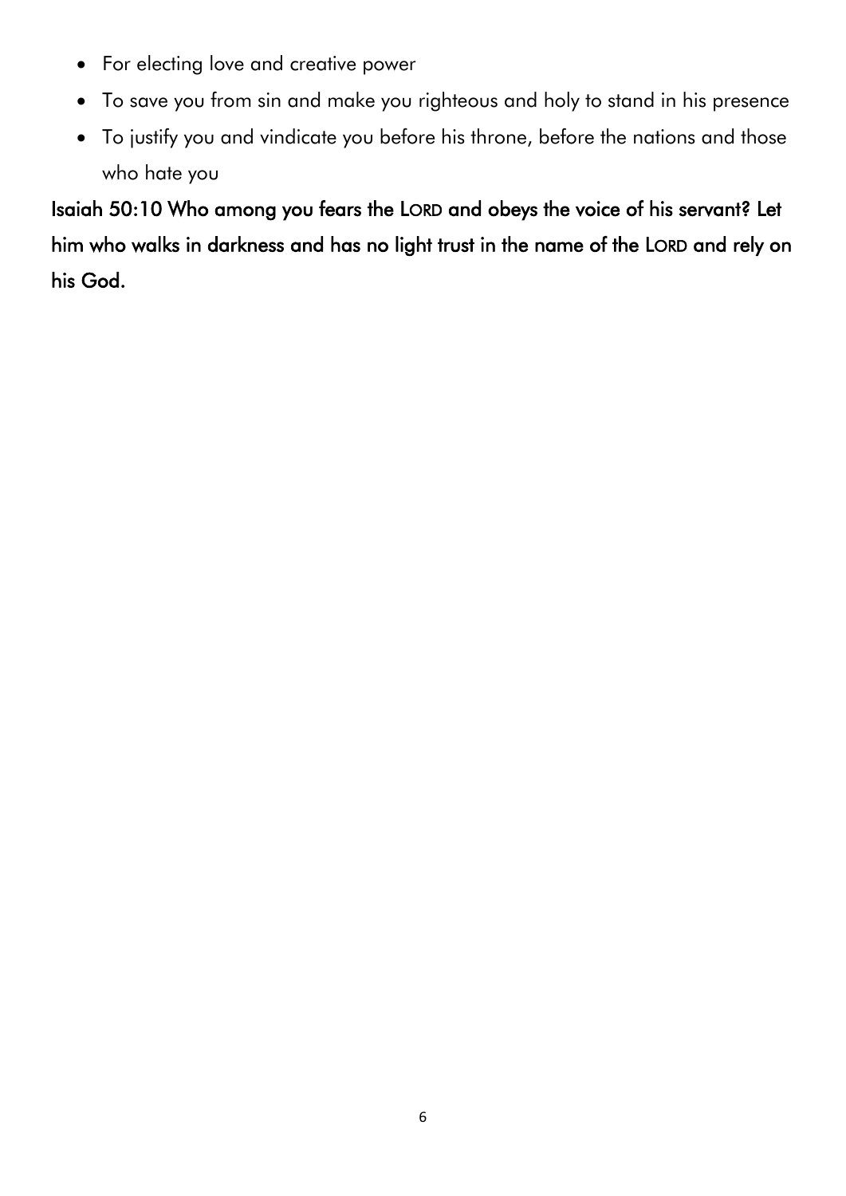- For electing love and creative power
- To save you from sin and make you righteous and holy to stand in his presence
- To justify you and vindicate you before his throne, before the nations and those who hate you

**Isaiah 50:10 Who among you fears the LORD and obeys the voice of his servant? Let him who walks in darkness and has no light trust in the name of the LORD and rely on his God.**